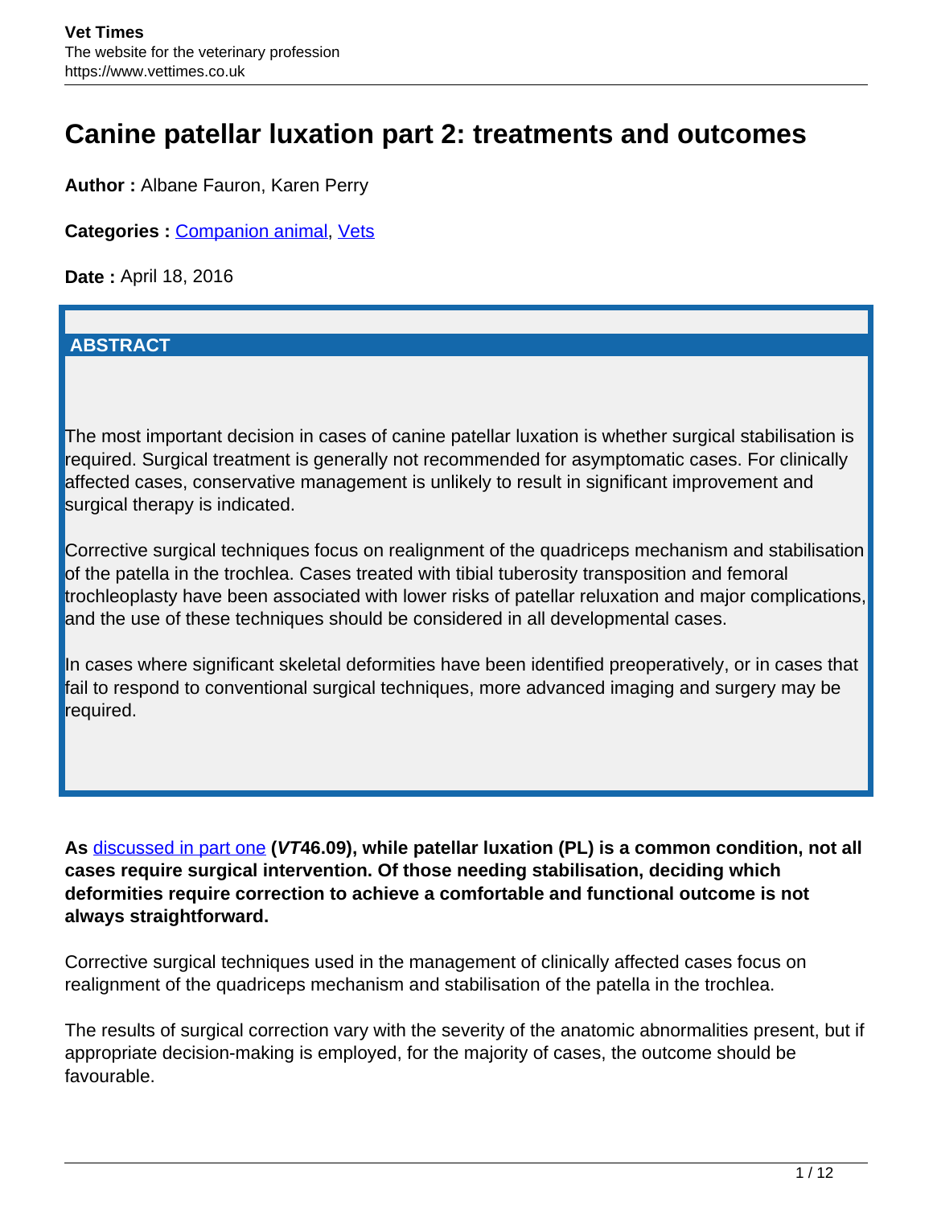# Canine patellar luxation part 2: treatments and outcomes

**Author :** Albane Fauron, Karen Perry

**Categories :** Companion animal, Vets

**Date :** April 18, 2016

## ABSTRACT

The most important decision in cases of canine patellar luxation is whether surgical stabilisation is required. Surgical treatment is generally not recommended for asymptomatic cases. For clinically affected cases, conservative management is unlikely to result in significant improvement and surgical therapy is indicated.

Corrective surgical techniques focus on realignment of the quadriceps mechanism and stabilisation of the patella in the trochlea. Cases treated with tibial tuberosity transposition and femoral trochleoplasty have been associated with lower risks of patellar reluxation and major complications, and the use of these techniques should be considered in all developmental cases.

In cases where significant skeletal deformities have been identified preoperatively, or in cases that fail to respond to conventional surgical techniques, more advanced imaging and surgery may be required.

**As discussed in part one (*VT*46.09), while patellar luxation (PL) is a common condition, not all cases require surgical intervention. Of those needing stabilisation, deciding which deformities require correction to achieve a comfortable and functional outcome is not always straightforward.**

Corrective surgical techniques used in the management of clinically affected cases focus on realignment of the quadriceps mechanism and stabilisation of the patella in the trochlea.

The results of surgical correction vary with the severity of the anatomic abnormalities present, but if appropriate decision-making is employed, for the majority of cases, the outcome should be favourable.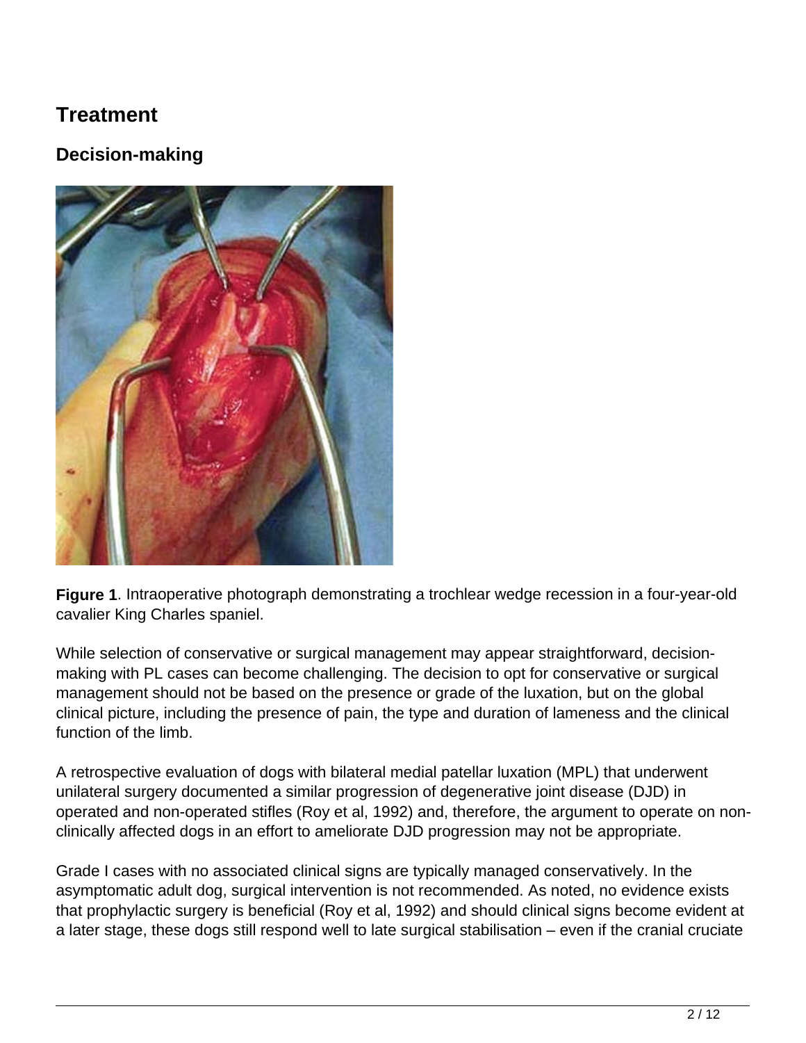# Treatment

## Decision-making

**Figure 1**. Intraoperative photograph demonstrating a trochlear wedge recession in a four-year-old cavalier King Charles spaniel.

While selection of conservative or surgical management may appear straightforward, decision-making with PL cases can become challenging. The decision to opt for conservative or surgical management should not be based on the presence or grade of the luxation, but on the global clinical picture, including the presence of pain, the type and duration of lameness and the clinical function of the limb.

A retrospective evaluation of dogs with bilateral medial patellar luxation (MPL) that underwent unilateral surgery documented a similar progression of degenerative joint disease (DJD) in operated and non-operated stifles (Roy et al, 1992) and, therefore, the argument to operate on non-clinically affected dogs in an effort to ameliorate DJD progression may not be appropriate.

Grade I cases with no associated clinical signs are typically managed conservatively. In the asymptomatic adult dog, surgical intervention is not recommended. As noted, no evidence exists that prophylactic surgery is beneficial (Roy et al, 1992) and should clinical signs become evident at a later stage, these dogs still respond well to late surgical stabilisation – even if the cranial cruciate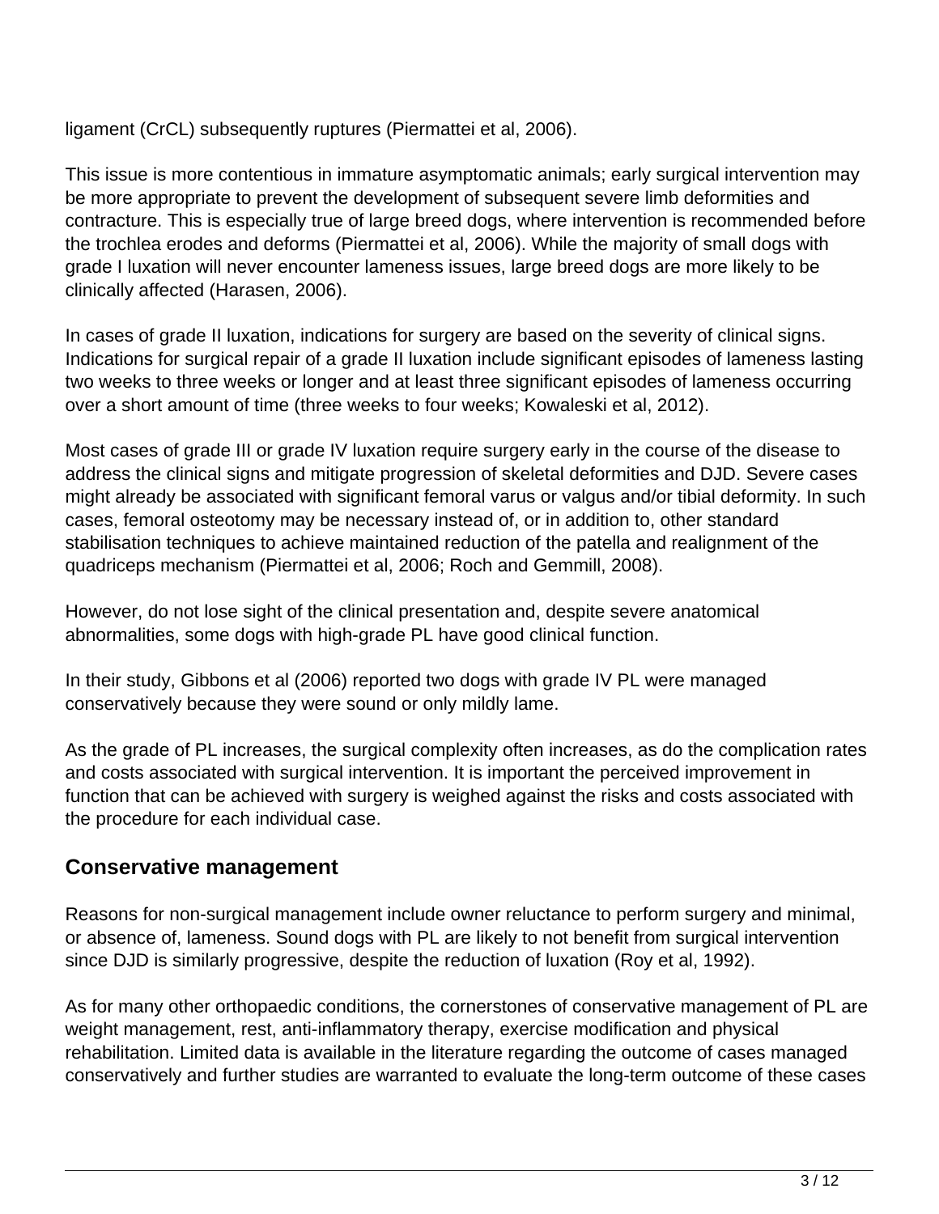ligament (CrCL) subsequently ruptures (Piermattei et al, 2006).

This issue is more contentious in immature asymptomatic animals; early surgical intervention may be more appropriate to prevent the development of subsequent severe limb deformities and contracture. This is especially true of large breed dogs, where intervention is recommended before the trochlea erodes and deforms (Piermattei et al, 2006). While the majority of small dogs with grade I luxation will never encounter lameness issues, large breed dogs are more likely to be clinically affected (Harasen, 2006).

In cases of grade II luxation, indications for surgery are based on the severity of clinical signs. Indications for surgical repair of a grade II luxation include significant episodes of lameness lasting two weeks to three weeks or longer and at least three significant episodes of lameness occurring over a short amount of time (three weeks to four weeks; Kowaleski et al, 2012).

Most cases of grade III or grade IV luxation require surgery early in the course of the disease to address the clinical signs and mitigate progression of skeletal deformities and DJD. Severe cases might already be associated with significant femoral varus or valgus and/or tibial deformity. In such cases, femoral osteotomy may be necessary instead of, or in addition to, other standard stabilisation techniques to achieve maintained reduction of the patella and realignment of the quadriceps mechanism (Piermattei et al, 2006; Roch and Gemmill, 2008).

However, do not lose sight of the clinical presentation and, despite severe anatomical abnormalities, some dogs with high-grade PL have good clinical function.

In their study, Gibbons et al (2006) reported two dogs with grade IV PL were managed conservatively because they were sound or only mildly lame.

As the grade of PL increases, the surgical complexity often increases, as do the complication rates and costs associated with surgical intervention. It is important the perceived improvement in function that can be achieved with surgery is weighed against the risks and costs associated with the procedure for each individual case.

## Conservative management

Reasons for non-surgical management include owner reluctance to perform surgery and minimal, or absence of, lameness. Sound dogs with PL are likely to not benefit from surgical intervention since DJD is similarly progressive, despite the reduction of luxation (Roy et al, 1992).

As for many other orthopaedic conditions, the cornerstones of conservative management of PL are weight management, rest, anti-inflammatory therapy, exercise modification and physical rehabilitation. Limited data is available in the literature regarding the outcome of cases managed conservatively and further studies are warranted to evaluate the long-term outcome of these cases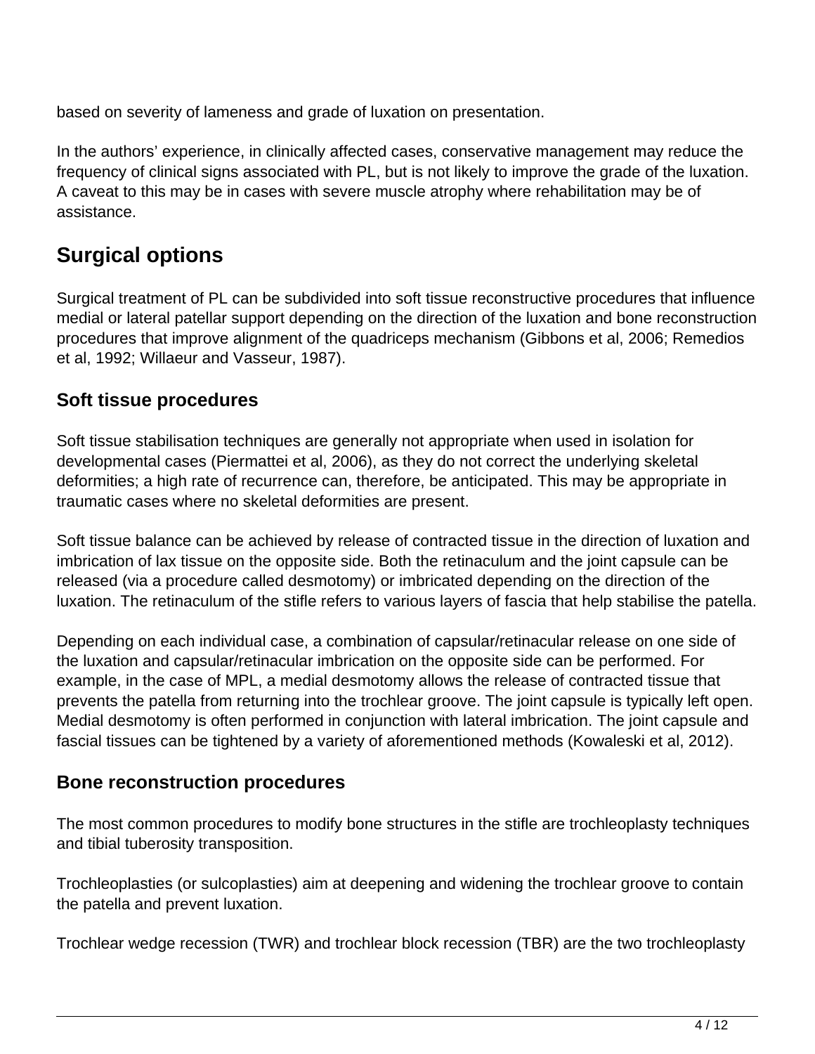based on severity of lameness and grade of luxation on presentation.

In the authors' experience, in clinically affected cases, conservative management may reduce the frequency of clinical signs associated with PL, but is not likely to improve the grade of the luxation. A caveat to this may be in cases with severe muscle atrophy where rehabilitation may be of assistance.

## Surgical options

Surgical treatment of PL can be subdivided into soft tissue reconstructive procedures that influence medial or lateral patellar support depending on the direction of the luxation and bone reconstruction procedures that improve alignment of the quadriceps mechanism (Gibbons et al, 2006; Remedios et al, 1992; Willaeur and Vasseur, 1987).

### Soft tissue procedures

Soft tissue stabilisation techniques are generally not appropriate when used in isolation for developmental cases (Piermattei et al, 2006), as they do not correct the underlying skeletal deformities; a high rate of recurrence can, therefore, be anticipated. This may be appropriate in traumatic cases where no skeletal deformities are present.

Soft tissue balance can be achieved by release of contracted tissue in the direction of luxation and imbrication of lax tissue on the opposite side. Both the retinaculum and the joint capsule can be released (via a procedure called desmotomy) or imbricated depending on the direction of the luxation. The retinaculum of the stifle refers to various layers of fascia that help stabilise the patella.

Depending on each individual case, a combination of capsular/retinacular release on one side of the luxation and capsular/retinacular imbrication on the opposite side can be performed. For example, in the case of MPL, a medial desmotomy allows the release of contracted tissue that prevents the patella from returning into the trochlear groove. The joint capsule is typically left open. Medial desmotomy is often performed in conjunction with lateral imbrication. The joint capsule and fascial tissues can be tightened by a variety of aforementioned methods (Kowaleski et al, 2012).

### Bone reconstruction procedures

The most common procedures to modify bone structures in the stifle are trochleoplasty techniques and tibial tuberosity transposition.

Trochleoplasties (or sulcoplasties) aim at deepening and widening the trochlear groove to contain the patella and prevent luxation.

Trochlear wedge recession (TWR) and trochlear block recession (TBR) are the two trochleoplasty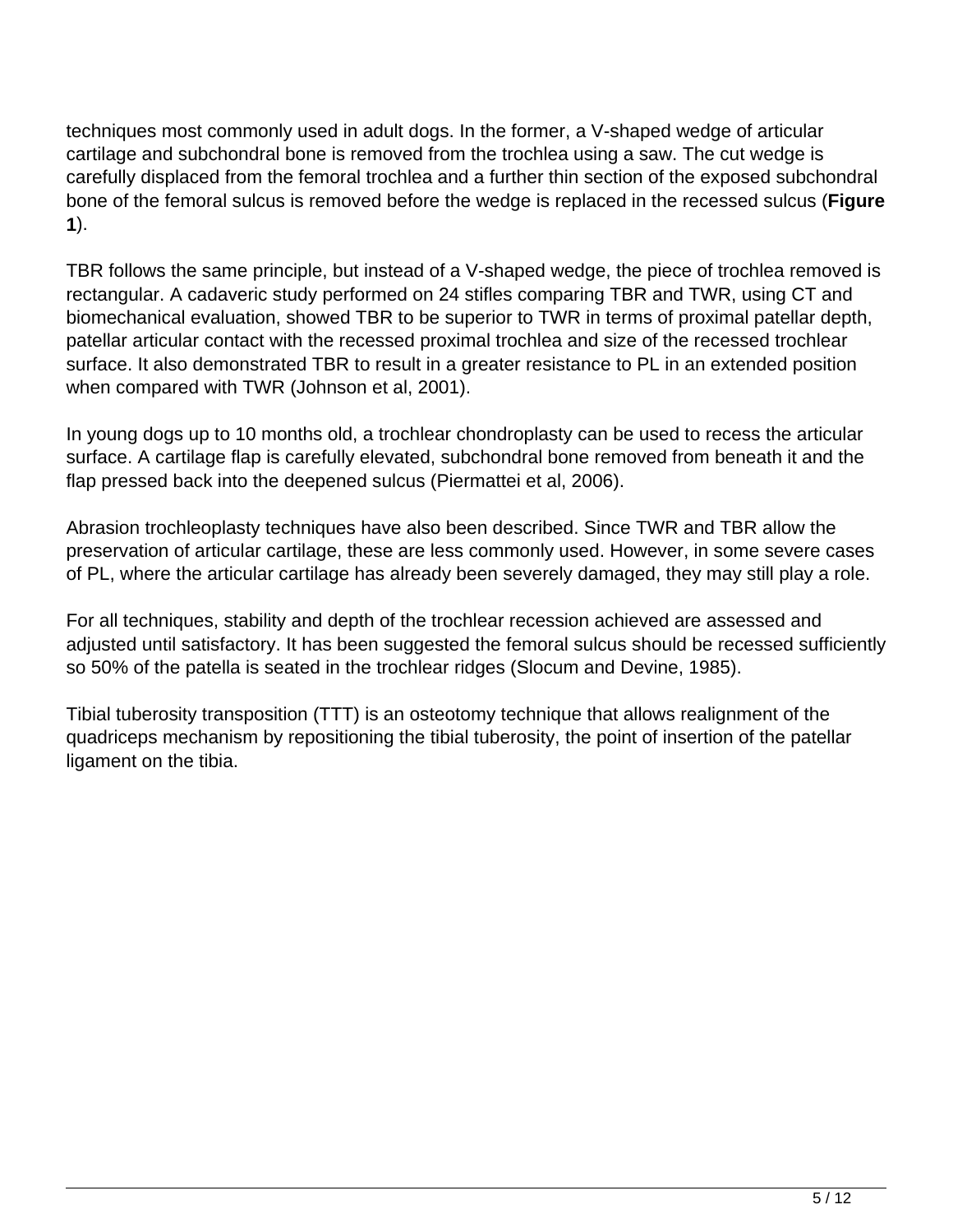techniques most commonly used in adult dogs. In the former, a V-shaped wedge of articular cartilage and subchondral bone is removed from the trochlea using a saw. The cut wedge is carefully displaced from the femoral trochlea and a further thin section of the exposed subchondral bone of the femoral sulcus is removed before the wedge is replaced in the recessed sulcus (**Figure 1**).

TBR follows the same principle, but instead of a V-shaped wedge, the piece of trochlea removed is rectangular. A cadaveric study performed on 24 stifles comparing TBR and TWR, using CT and biomechanical evaluation, showed TBR to be superior to TWR in terms of proximal patellar depth, patellar articular contact with the recessed proximal trochlea and size of the recessed trochlear surface. It also demonstrated TBR to result in a greater resistance to PL in an extended position when compared with TWR (Johnson et al, 2001).

In young dogs up to 10 months old, a trochlear chondroplasty can be used to recess the articular surface. A cartilage flap is carefully elevated, subchondral bone removed from beneath it and the flap pressed back into the deepened sulcus (Piermattei et al, 2006).

Abrasion trochleoplasty techniques have also been described. Since TWR and TBR allow the preservation of articular cartilage, these are less commonly used. However, in some severe cases of PL, where the articular cartilage has already been severely damaged, they may still play a role.

For all techniques, stability and depth of the trochlear recession achieved are assessed and adjusted until satisfactory. It has been suggested the femoral sulcus should be recessed sufficiently so 50% of the patella is seated in the trochlear ridges (Slocum and Devine, 1985).

Tibial tuberosity transposition (TTT) is an osteotomy technique that allows realignment of the quadriceps mechanism by repositioning the tibial tuberosity, the point of insertion of the patellar ligament on the tibia.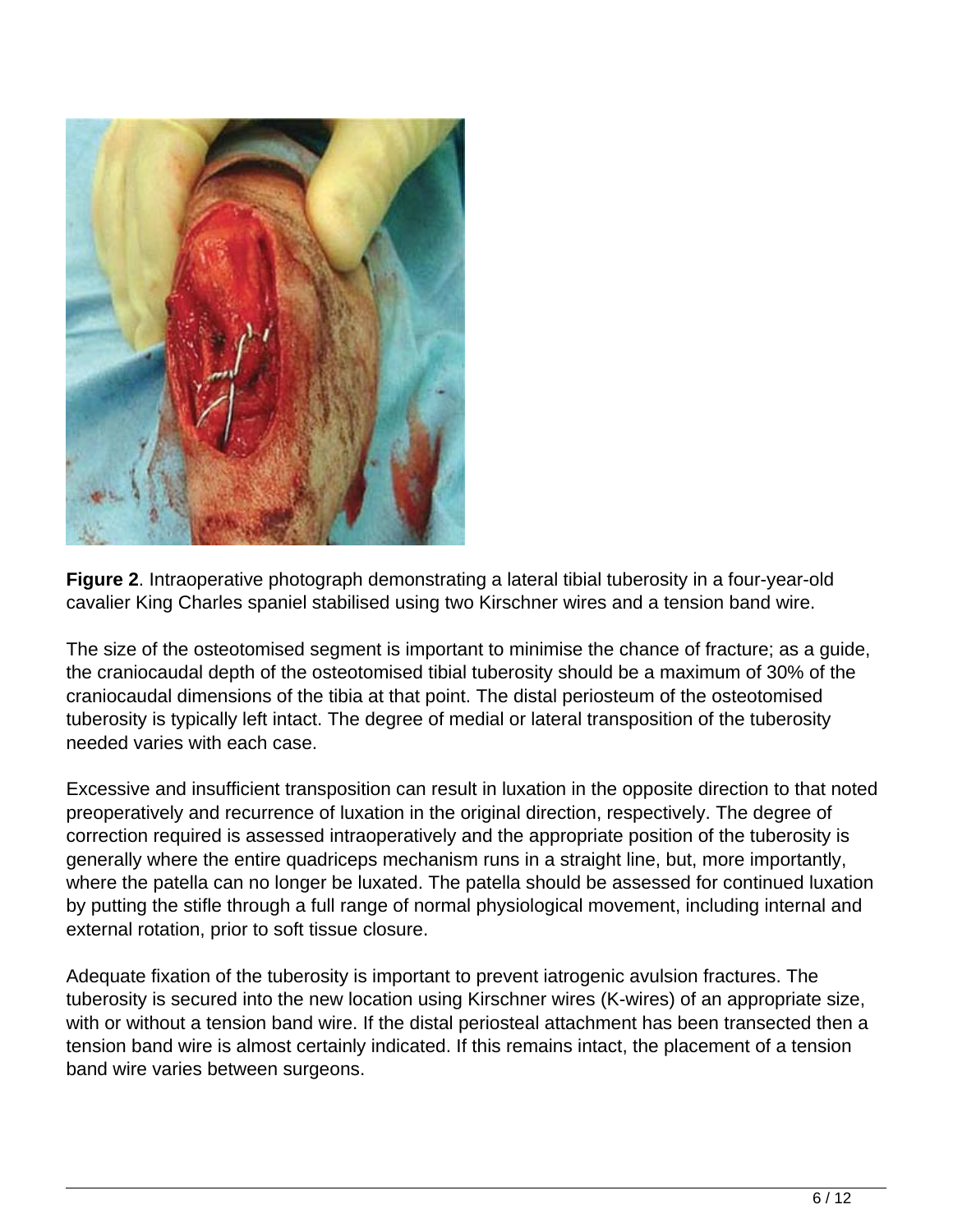**Figure 2**. Intraoperative photograph demonstrating a lateral tibial tuberosity in a four-year-old cavalier King Charles spaniel stabilised using two Kirschner wires and a tension band wire.

The size of the osteotomised segment is important to minimise the chance of fracture; as a guide, the craniocaudal depth of the osteotomised tibial tuberosity should be a maximum of 30% of the craniocaudal dimensions of the tibia at that point. The distal periosteum of the osteotomised tuberosity is typically left intact. The degree of medial or lateral transposition of the tuberosity needed varies with each case.

Excessive and insufficient transposition can result in luxation in the opposite direction to that noted preoperatively and recurrence of luxation in the original direction, respectively. The degree of correction required is assessed intraoperatively and the appropriate position of the tuberosity is generally where the entire quadriceps mechanism runs in a straight line, but, more importantly, where the patella can no longer be luxated. The patella should be assessed for continued luxation by putting the stifle through a full range of normal physiological movement, including internal and external rotation, prior to soft tissue closure.

Adequate fixation of the tuberosity is important to prevent iatrogenic avulsion fractures. The tuberosity is secured into the new location using Kirschner wires (K-wires) of an appropriate size, with or without a tension band wire. If the distal periosteal attachment has been transected then a tension band wire is almost certainly indicated. If this remains intact, the placement of a tension band wire varies between surgeons.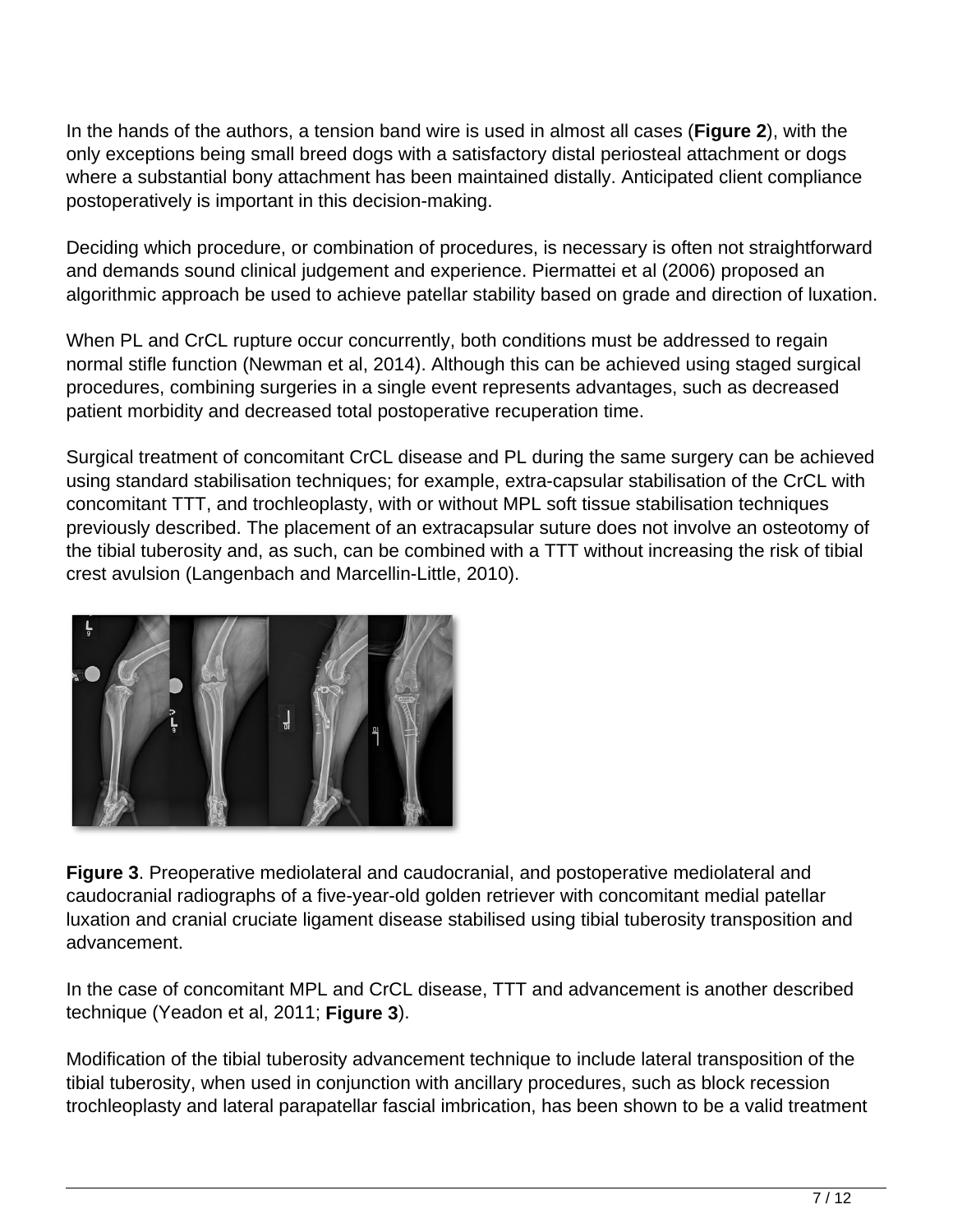In the hands of the authors, a tension band wire is used in almost all cases (**Figure 2**), with the only exceptions being small breed dogs with a satisfactory distal periosteal attachment or dogs where a substantial bony attachment has been maintained distally. Anticipated client compliance postoperatively is important in this decision-making.

Deciding which procedure, or combination of procedures, is necessary is often not straightforward and demands sound clinical judgement and experience. Piermattei et al (2006) proposed an algorithmic approach be used to achieve patellar stability based on grade and direction of luxation.

When PL and CrCL rupture occur concurrently, both conditions must be addressed to regain normal stifle function (Newman et al, 2014). Although this can be achieved using staged surgical procedures, combining surgeries in a single event represents advantages, such as decreased patient morbidity and decreased total postoperative recuperation time.

Surgical treatment of concomitant CrCL disease and PL during the same surgery can be achieved using standard stabilisation techniques; for example, extra-capsular stabilisation of the CrCL with concomitant TTT, and trochleoplasty, with or without MPL soft tissue stabilisation techniques previously described. The placement of an extracapsular suture does not involve an osteotomy of the tibial tuberosity and, as such, can be combined with a TTT without increasing the risk of tibial crest avulsion (Langenbach and Marcellin-Little, 2010).

**Figure 3**. Preoperative mediolateral and caudocranial, and postoperative mediolateral and caudocranial radiographs of a five-year-old golden retriever with concomitant medial patellar luxation and cranial cruciate ligament disease stabilised using tibial tuberosity transposition and advancement.

In the case of concomitant MPL and CrCL disease, TTT and advancement is another described technique (Yeadon et al, 2011; **Figure 3**).

Modification of the tibial tuberosity advancement technique to include lateral transposition of the tibial tuberosity, when used in conjunction with ancillary procedures, such as block recession trochleoplasty and lateral parapatellar fascial imbrication, has been shown to be a valid treatment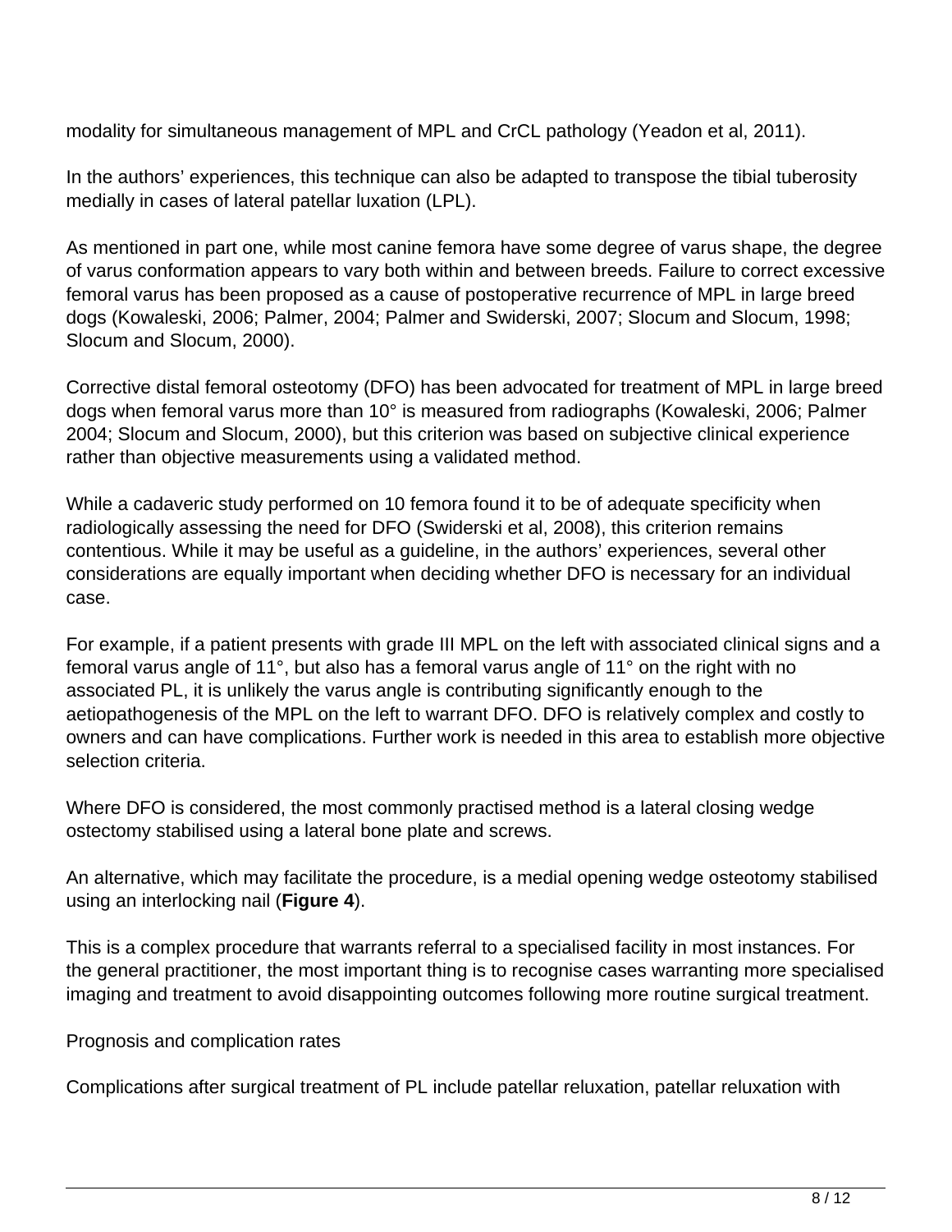modality for simultaneous management of MPL and CrCL pathology (Yeadon et al, 2011).

In the authors' experiences, this technique can also be adapted to transpose the tibial tuberosity medially in cases of lateral patellar luxation (LPL).

As mentioned in part one, while most canine femora have some degree of varus shape, the degree of varus conformation appears to vary both within and between breeds. Failure to correct excessive femoral varus has been proposed as a cause of postoperative recurrence of MPL in large breed dogs (Kowaleski, 2006; Palmer, 2004; Palmer and Swiderski, 2007; Slocum and Slocum, 1998; Slocum and Slocum, 2000).

Corrective distal femoral osteotomy (DFO) has been advocated for treatment of MPL in large breed dogs when femoral varus more than 10° is measured from radiographs (Kowaleski, 2006; Palmer 2004; Slocum and Slocum, 2000), but this criterion was based on subjective clinical experience rather than objective measurements using a validated method.

While a cadaveric study performed on 10 femora found it to be of adequate specificity when radiologically assessing the need for DFO (Swiderski et al, 2008), this criterion remains contentious. While it may be useful as a guideline, in the authors' experiences, several other considerations are equally important when deciding whether DFO is necessary for an individual case.

For example, if a patient presents with grade III MPL on the left with associated clinical signs and a femoral varus angle of 11°, but also has a femoral varus angle of 11° on the right with no associated PL, it is unlikely the varus angle is contributing significantly enough to the aetiopathogenesis of the MPL on the left to warrant DFO. DFO is relatively complex and costly to owners and can have complications. Further work is needed in this area to establish more objective selection criteria.

Where DFO is considered, the most commonly practised method is a lateral closing wedge ostectomy stabilised using a lateral bone plate and screws.

An alternative, which may facilitate the procedure, is a medial opening wedge osteotomy stabilised using an interlocking nail (**Figure 4**).

This is a complex procedure that warrants referral to a specialised facility in most instances. For the general practitioner, the most important thing is to recognise cases warranting more specialised imaging and treatment to avoid disappointing outcomes following more routine surgical treatment.

Prognosis and complication rates

Complications after surgical treatment of PL include patellar reluxation, patellar reluxation with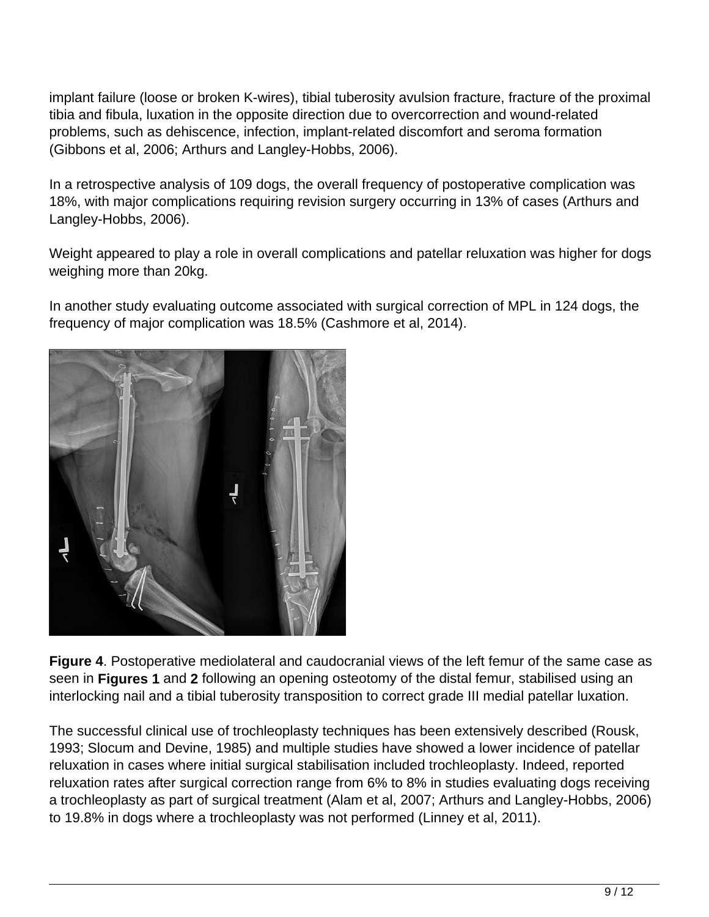implant failure (loose or broken K-wires), tibial tuberosity avulsion fracture, fracture of the proximal tibia and fibula, luxation in the opposite direction due to overcorrection and wound-related problems, such as dehiscence, infection, implant-related discomfort and seroma formation (Gibbons et al, 2006; Arthurs and Langley-Hobbs, 2006).

In a retrospective analysis of 109 dogs, the overall frequency of postoperative complication was 18%, with major complications requiring revision surgery occurring in 13% of cases (Arthurs and Langley-Hobbs, 2006).

Weight appeared to play a role in overall complications and patellar reluxation was higher for dogs weighing more than 20kg.

In another study evaluating outcome associated with surgical correction of MPL in 124 dogs, the frequency of major complication was 18.5% (Cashmore et al, 2014).

**Figure 4**. Postoperative mediolateral and caudocranial views of the left femur of the same case as seen in **Figures 1** and **2** following an opening osteotomy of the distal femur, stabilised using an interlocking nail and a tibial tuberosity transposition to correct grade III medial patellar luxation.

The successful clinical use of trochleoplasty techniques has been extensively described (Rousk, 1993; Slocum and Devine, 1985) and multiple studies have showed a lower incidence of patellar reluxation in cases where initial surgical stabilisation included trochleoplasty. Indeed, reported reluxation rates after surgical correction range from 6% to 8% in studies evaluating dogs receiving a trochleoplasty as part of surgical treatment (Alam et al, 2007; Arthurs and Langley-Hobbs, 2006) to 19.8% in dogs where a trochleoplasty was not performed (Linney et al, 2011).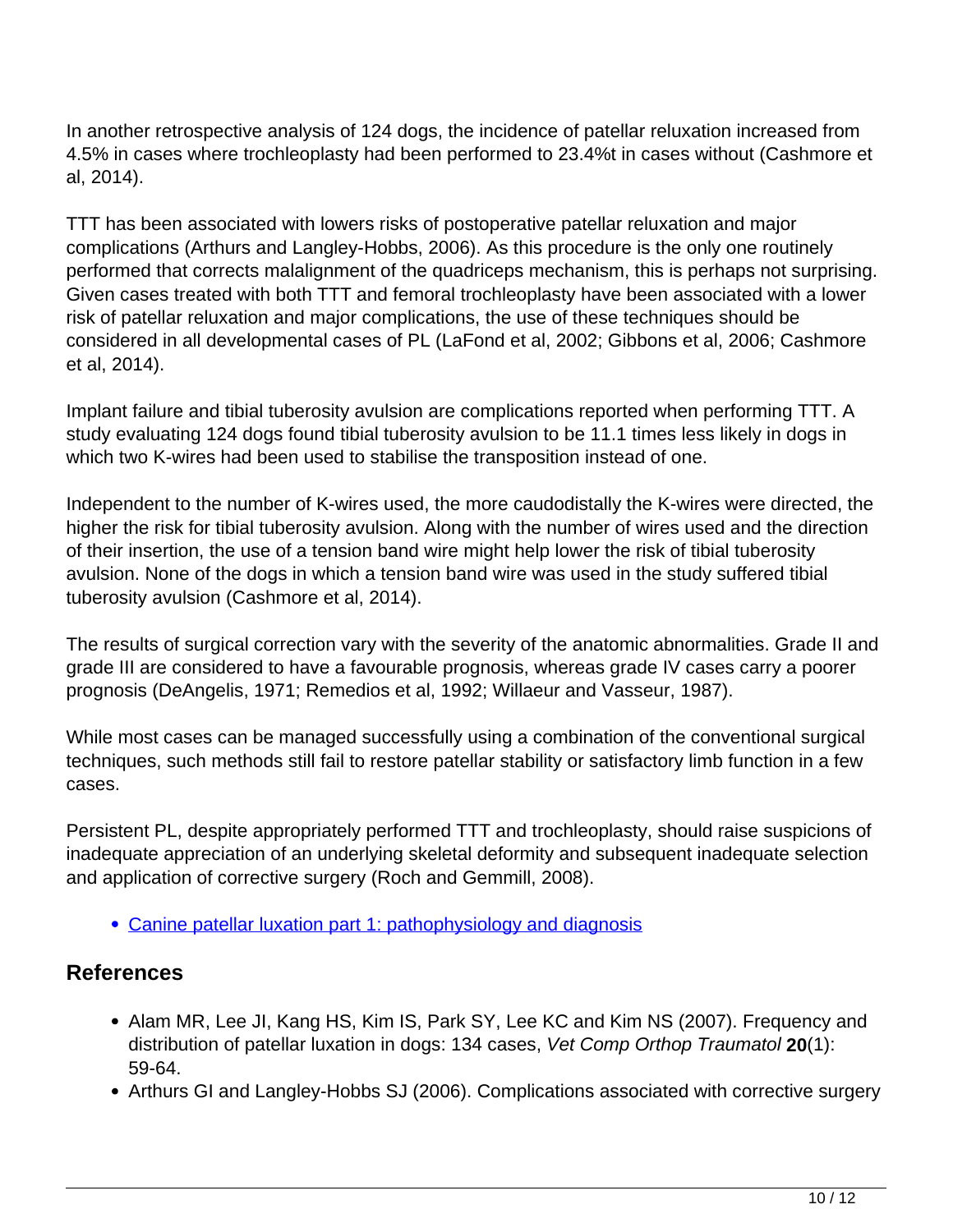In another retrospective analysis of 124 dogs, the incidence of patellar reluxation increased from 4.5% in cases where trochleoplasty had been performed to 23.4%t in cases without (Cashmore et al, 2014).

TTT has been associated with lowers risks of postoperative patellar reluxation and major complications (Arthurs and Langley-Hobbs, 2006). As this procedure is the only one routinely performed that corrects malalignment of the quadriceps mechanism, this is perhaps not surprising. Given cases treated with both TTT and femoral trochleoplasty have been associated with a lower risk of patellar reluxation and major complications, the use of these techniques should be considered in all developmental cases of PL (LaFond et al, 2002; Gibbons et al, 2006; Cashmore et al, 2014).

Implant failure and tibial tuberosity avulsion are complications reported when performing TTT. A study evaluating 124 dogs found tibial tuberosity avulsion to be 11.1 times less likely in dogs in which two K-wires had been used to stabilise the transposition instead of one.

Independent to the number of K-wires used, the more caudodistally the K-wires were directed, the higher the risk for tibial tuberosity avulsion. Along with the number of wires used and the direction of their insertion, the use of a tension band wire might help lower the risk of tibial tuberosity avulsion. None of the dogs in which a tension band wire was used in the study suffered tibial tuberosity avulsion (Cashmore et al, 2014).

The results of surgical correction vary with the severity of the anatomic abnormalities. Grade II and grade III are considered to have a favourable prognosis, whereas grade IV cases carry a poorer prognosis (DeAngelis, 1971; Remedios et al, 1992; Willaeur and Vasseur, 1987).

While most cases can be managed successfully using a combination of the conventional surgical techniques, such methods still fail to restore patellar stability or satisfactory limb function in a few cases.

Persistent PL, despite appropriately performed TTT and trochleoplasty, should raise suspicions of inadequate appreciation of an underlying skeletal deformity and subsequent inadequate selection and application of corrective surgery (Roch and Gemmill, 2008).

- Canine patellar luxation part 1: pathophysiology and diagnosis

## References

- Alam MR, Lee JI, Kang HS, Kim IS, Park SY, Lee KC and Kim NS (2007). Frequency and distribution of patellar luxation in dogs: 134 cases, *Vet Comp Orthop Traumatol* **20**(1): 59-64.
- Arthurs GI and Langley-Hobbs SJ (2006). Complications associated with corrective surgery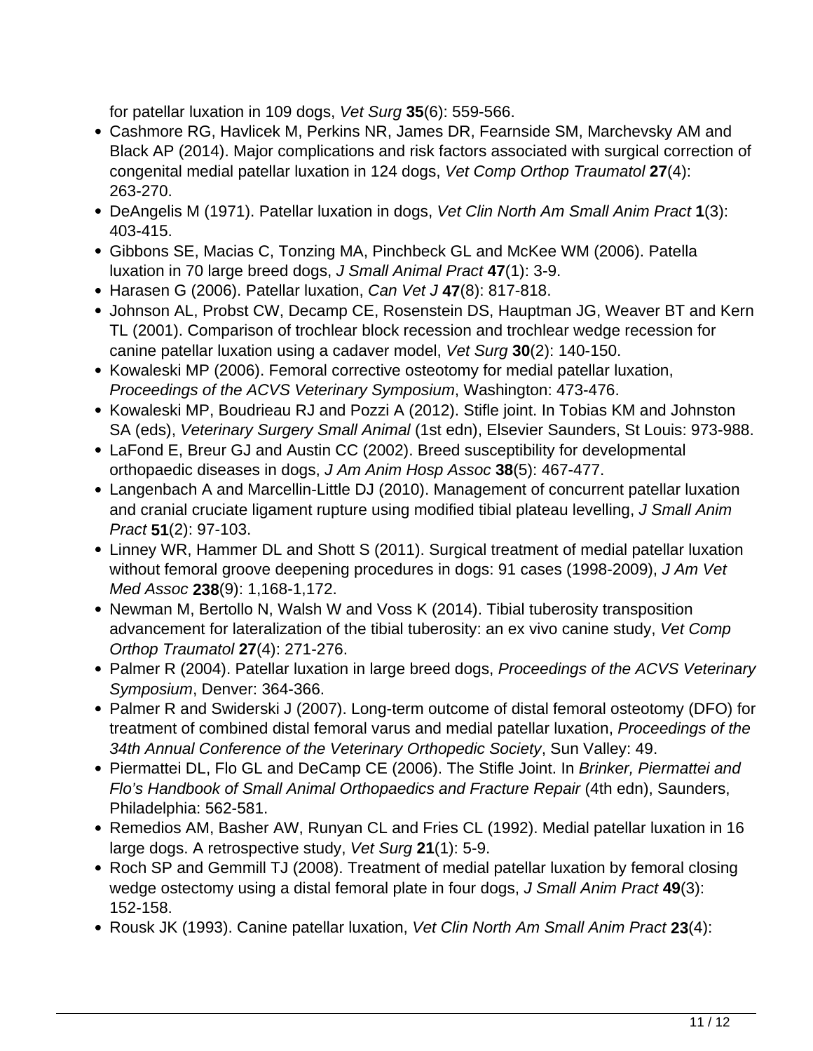for patellar luxation in 109 dogs, *Vet Surg* **35**(6): 559-566.

- Cashmore RG, Havlicek M, Perkins NR, James DR, Fearnside SM, Marchevsky AM and Black AP (2014). Major complications and risk factors associated with surgical correction of congenital medial patellar luxation in 124 dogs, *Vet Comp Orthop Traumatol* **27**(4): 263-270.
- DeAngelis M (1971). Patellar luxation in dogs, *Vet Clin North Am Small Anim Pract* **1**(3): 403-415.
- Gibbons SE, Macias C, Tonzing MA, Pinchbeck GL and McKee WM (2006). Patella luxation in 70 large breed dogs, *J Small Animal Pract* **47**(1): 3-9.
- Harasen G (2006). Patellar luxation, *Can Vet J* **47**(8): 817-818.
- Johnson AL, Probst CW, Decamp CE, Rosenstein DS, Hauptman JG, Weaver BT and Kern TL (2001). Comparison of trochlear block recession and trochlear wedge recession for canine patellar luxation using a cadaver model, *Vet Surg* **30**(2): 140-150.
- Kowaleski MP (2006). Femoral corrective osteotomy for medial patellar luxation, *Proceedings of the ACVS Veterinary Symposium*, Washington: 473-476.
- Kowaleski MP, Boudrieau RJ and Pozzi A (2012). Stifle joint. In Tobias KM and Johnston SA (eds), *Veterinary Surgery Small Animal* (1st edn), Elsevier Saunders, St Louis: 973-988.
- LaFond E, Breur GJ and Austin CC (2002). Breed susceptibility for developmental orthopaedic diseases in dogs, *J Am Anim Hosp Assoc* **38**(5): 467-477.
- Langenbach A and Marcellin-Little DJ (2010). Management of concurrent patellar luxation and cranial cruciate ligament rupture using modified tibial plateau levelling, *J Small Anim Pract* **51**(2): 97-103.
- Linney WR, Hammer DL and Shott S (2011). Surgical treatment of medial patellar luxation without femoral groove deepening procedures in dogs: 91 cases (1998-2009), *J Am Vet Med Assoc* **238**(9): 1,168-1,172.
- Newman M, Bertollo N, Walsh W and Voss K (2014). Tibial tuberosity transposition advancement for lateralization of the tibial tuberosity: an ex vivo canine study, *Vet Comp Orthop Traumatol* **27**(4): 271-276.
- Palmer R (2004). Patellar luxation in large breed dogs, *Proceedings of the ACVS Veterinary Symposium*, Denver: 364-366.
- Palmer R and Swiderski J (2007). Long-term outcome of distal femoral osteotomy (DFO) for treatment of combined distal femoral varus and medial patellar luxation, *Proceedings of the 34th Annual Conference of the Veterinary Orthopedic Society*, Sun Valley: 49.
- Piermattei DL, Flo GL and DeCamp CE (2006). The Stifle Joint. In *Brinker, Piermattei and Flo's Handbook of Small Animal Orthopaedics and Fracture Repair* (4th edn), Saunders, Philadelphia: 562-581.
- Remedios AM, Basher AW, Runyan CL and Fries CL (1992). Medial patellar luxation in 16 large dogs. A retrospective study, *Vet Surg* **21**(1): 5-9.
- Roch SP and Gemmill TJ (2008). Treatment of medial patellar luxation by femoral closing wedge ostectomy using a distal femoral plate in four dogs, *J Small Anim Pract* **49**(3): 152-158.
- Rousk JK (1993). Canine patellar luxation, *Vet Clin North Am Small Anim Pract* **23**(4):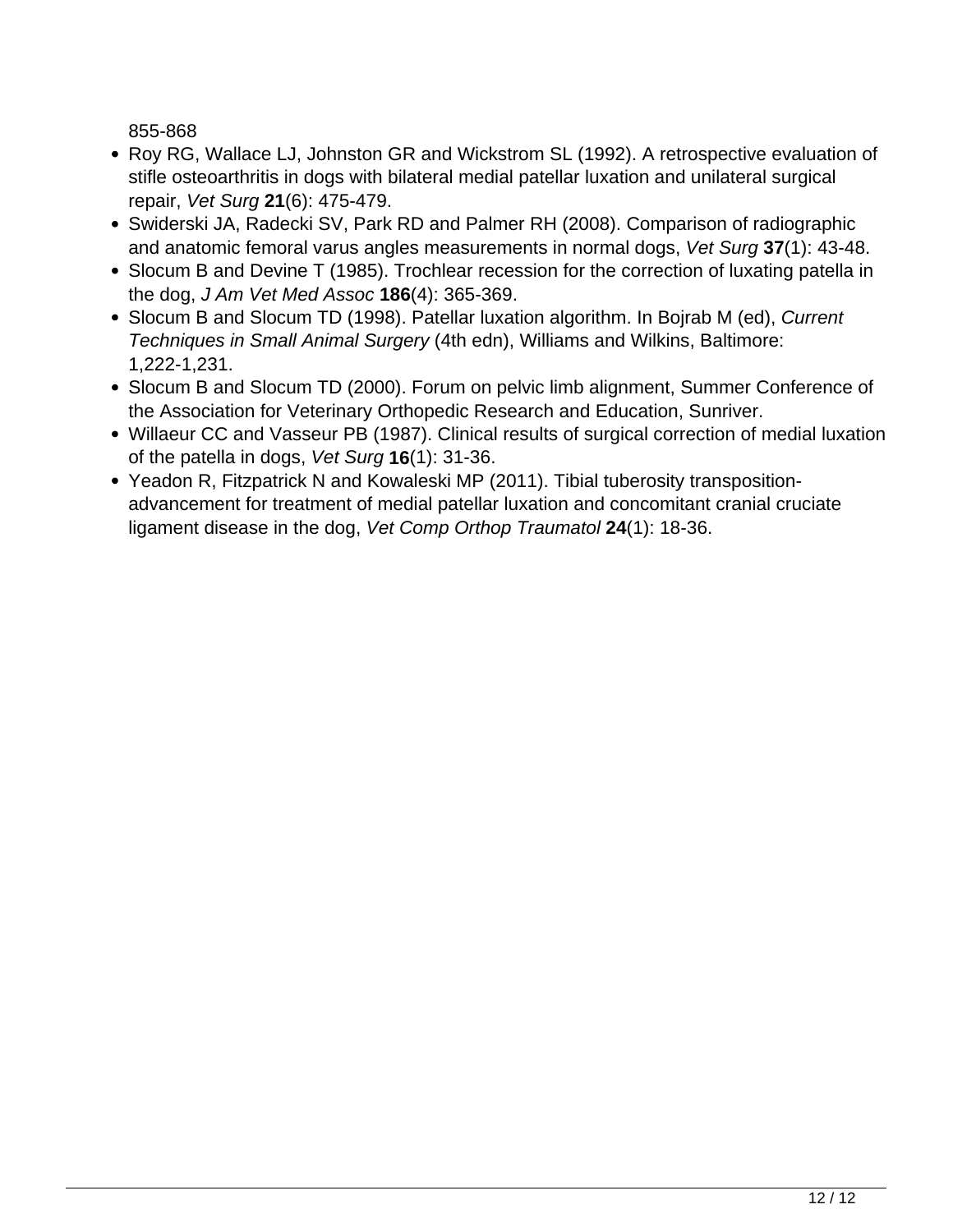855-868

- Roy RG, Wallace LJ, Johnston GR and Wickstrom SL (1992). A retrospective evaluation of stifle osteoarthritis in dogs with bilateral medial patellar luxation and unilateral surgical repair, *Vet Surg* **21**(6): 475-479.
- Swiderski JA, Radecki SV, Park RD and Palmer RH (2008). Comparison of radiographic and anatomic femoral varus angles measurements in normal dogs, *Vet Surg* **37**(1): 43-48.
- Slocum B and Devine T (1985). Trochlear recession for the correction of luxating patella in the dog, *J Am Vet Med Assoc* **186**(4): 365-369.
- Slocum B and Slocum TD (1998). Patellar luxation algorithm. In Bojrab M (ed), *Current Techniques in Small Animal Surgery* (4th edn), Williams and Wilkins, Baltimore: 1,222-1,231.
- Slocum B and Slocum TD (2000). Forum on pelvic limb alignment, Summer Conference of the Association for Veterinary Orthopedic Research and Education, Sunriver.
- Willaeur CC and Vasseur PB (1987). Clinical results of surgical correction of medial luxation of the patella in dogs, *Vet Surg* **16**(1): 31-36.
- Yeadon R, Fitzpatrick N and Kowaleski MP (2011). Tibial tuberosity transposition-advancement for treatment of medial patellar luxation and concomitant cranial cruciate ligament disease in the dog, *Vet Comp Orthop Traumatol* **24**(1): 18-36.